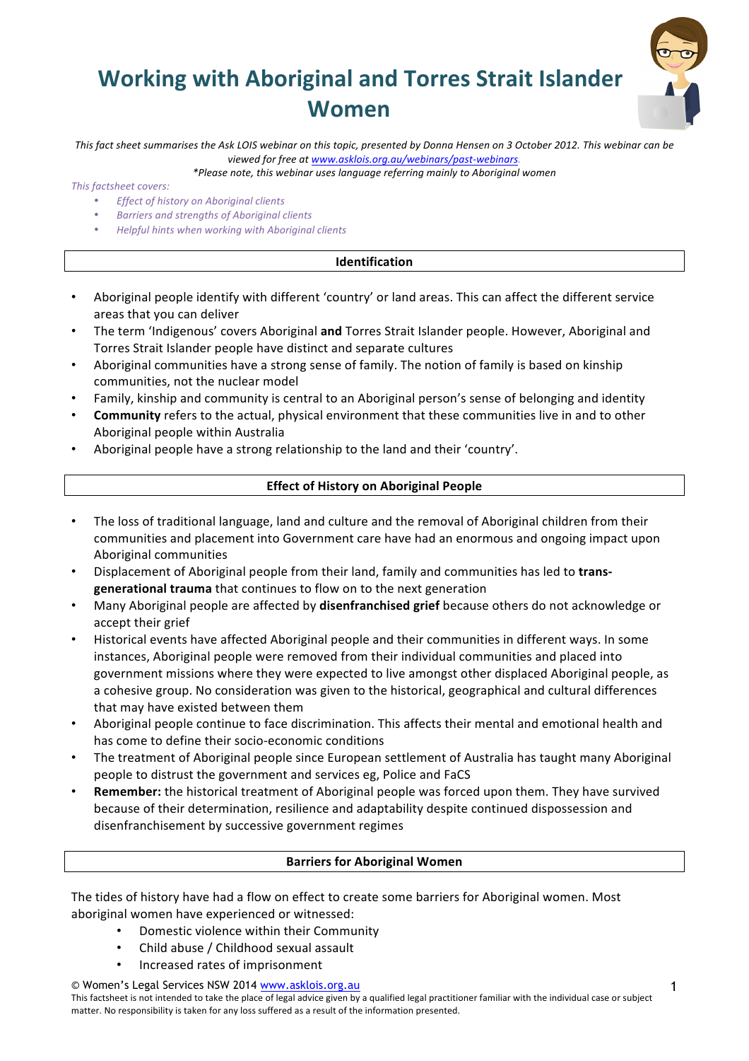# Working with Aboriginal and Torres Strait Islander Women

*This fact sheet summarises the Ask LOIS webinar on this topic, presented by Donna Hensen on 3 October 2012. This webinar can be viewed for free at [www.asklois.org.au/webinars/past-webinars](www.asklois.org.au/webinars/past-webinars).*

*\*Please note, this webinar uses language referring mainly to Aboriginal women*

*This factsheet covers:*

- *Effect of history on Aboriginal clients*
- *Barriers and strengths of Aboriginal clients*
- *Helpful hints when working with Aboriginal clients*

## Identification

- Aboriginal people identify with different 'country' or land areas. This can affect the different service areas that you can deliver
- The term 'Indigenous' covers Aboriginal **and** Torres Strait Islander people. However, Aboriginal and Torres Strait Islander people have distinct and separate cultures
- Aboriginal communities have a strong sense of family. The notion of family is based on kinship communities, not the nuclear model
- Family, kinship and community is central to an Aboriginal person's sense of belonging and identity
- **Community** refers to the actual, physical environment that these communities live in and to other Aboriginal people within Australia
- Aboriginal people have a strong relationship to the land and their 'country'.

## Effect of History on Aboriginal People

- The loss of traditional language, land and culture and the removal of Aboriginal children from their communities and placement into Government care have had an enormous and ongoing impact upon Aboriginal communities
- Displacement of Aboriginal people from their land, family and communities has led to **trans-generational trauma** that continues to flow on to the next generation
- Many Aboriginal people are affected by **disenfranchised grief** because others do not acknowledge or accept their grief
- Historical events have affected Aboriginal people and their communities in different ways. In some instances, Aboriginal people were removed from their individual communities and placed into government missions where they were expected to live amongst other displaced Aboriginal people, as a cohesive group. No consideration was given to the historical, geographical and cultural differences that may have existed between them
- Aboriginal people continue to face discrimination. This affects their mental and emotional health and has come to define their socio-economic conditions
- The treatment of Aboriginal people since European settlement of Australia has taught many Aboriginal people to distrust the government and services eg, Police and FaCS
- **Remember:** the historical treatment of Aboriginal people was forced upon them. They have survived because of their determination, resilience and adaptability despite continued dispossession and disenfranchisement by successive government regimes

## Barriers for Aboriginal Women

The tides of history have had a flow on effect to create some barriers for Aboriginal women. Most aboriginal women have experienced or witnessed:

- Domestic violence within their Community
- Child abuse / Childhood sexual assault
- Increased rates of imprisonment

© Women's Legal Services NSW 2014 [www.asklois.org.au](www.asklois.org.au)

This factsheet is not intended to take the place of legal advice given by a qualified legal practitioner familiar with the individual case or subject matter. No responsibility is taken for any loss suffered as a result of the information presented.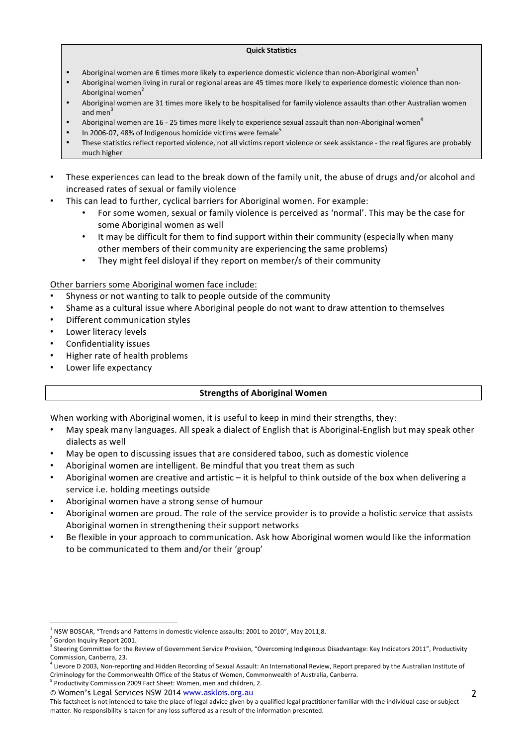**Quick Statistics**

- Aboriginal women are 6 times more likely to experience domestic violence than non-Aboriginal women[1]
- Aboriginal women living in rural or regional areas are 45 times more likely to experience domestic violence than non-Aboriginal women[2]
- Aboriginal women are 31 times more likely to be hospitalised for family violence assaults than other Australian women and men[3]
- Aboriginal women are 16 - 25 times more likely to experience sexual assault than non-Aboriginal women[4]
- In 2006-07, 48% of Indigenous homicide victims were female[5]
- These statistics reflect reported violence, not all victims report violence or seek assistance - the real figures are probably much higher

- These experiences can lead to the break down of the family unit, the abuse of drugs and/or alcohol and increased rates of sexual or family violence
- This can lead to further, cyclical barriers for Aboriginal women. For example:
  - For some women, sexual or family violence is perceived as 'normal'. This may be the case for some Aboriginal women as well
  - It may be difficult for them to find support within their community (especially when many other members of their community are experiencing the same problems)
  - They might feel disloyal if they report on member/s of their community

Other barriers some Aboriginal women face include:

- Shyness or not wanting to talk to people outside of the community
- Shame as a cultural issue where Aboriginal people do not want to draw attention to themselves
- Different communication styles
- Lower literacy levels
- Confidentiality issues
- Higher rate of health problems
- Lower life expectancy

## Strengths of Aboriginal Women

When working with Aboriginal women, it is useful to keep in mind their strengths, they:

- May speak many languages. All speak a dialect of English that is Aboriginal-English but may speak other dialects as well
- May be open to discussing issues that are considered taboo, such as domestic violence
- Aboriginal women are intelligent. Be mindful that you treat them as such
- Aboriginal women are creative and artistic – it is helpful to think outside of the box when delivering a service i.e. holding meetings outside
- Aboriginal women have a strong sense of humour
- Aboriginal women are proud. The role of the service provider is to provide a holistic service that assists Aboriginal women in strengthening their support networks
- Be flexible in your approach to communication. Ask how Aboriginal women would like the information to be communicated to them and/or their 'group'

---

[1] NSW BOSCAR, "Trends and Patterns in domestic violence assaults: 2001 to 2010", May 2011,8.

[2] Gordon Inquiry Report 2001.

[3] Steering Committee for the Review of Government Service Provision, "Overcoming Indigenous Disadvantage: Key Indicators 2011", Productivity Commission, Canberra, 23.

[4] Lievore D 2003, Non-reporting and Hidden Recording of Sexual Assault: An International Review, Report prepared by the Australian Institute of Criminology for the Commonwealth Office of the Status of Women, Commonwealth of Australia, Canberra.

[5] Productivity Commission 2009 Fact Sheet: Women, men and children, 2.

© Women's Legal Services NSW 2014 www.asklois.org.au

This factsheet is not intended to take the place of legal advice given by a qualified legal practitioner familiar with the individual case or subject matter. No responsibility is taken for any loss suffered as a result of the information presented.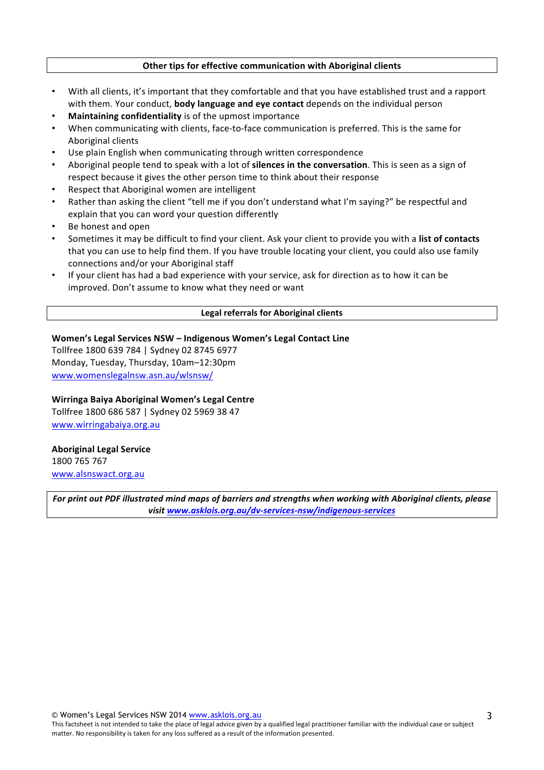## Other tips for effective communication with Aboriginal clients

- With all clients, it's important that they comfortable and that you have established trust and a rapport with them. Your conduct, **body language and eye contact** depends on the individual person
- **Maintaining confidentiality** is of the upmost importance
- When communicating with clients, face-to-face communication is preferred. This is the same for Aboriginal clients
- Use plain English when communicating through written correspondence
- Aboriginal people tend to speak with a lot of **silences in the conversation**. This is seen as a sign of respect because it gives the other person time to think about their response
- Respect that Aboriginal women are intelligent
- Rather than asking the client "tell me if you don't understand what I'm saying?" be respectful and explain that you can word your question differently
- Be honest and open
- Sometimes it may be difficult to find your client. Ask your client to provide you with a **list of contacts** that you can use to help find them. If you have trouble locating your client, you could also use family connections and/or your Aboriginal staff
- If your client has had a bad experience with your service, ask for direction as to how it can be improved. Don't assume to know what they need or want

## Legal referrals for Aboriginal clients

**Women's Legal Services NSW – Indigenous Women's Legal Contact Line**
Tollfree 1800 639 784 | Sydney 02 8745 6977
Monday, Tuesday, Thursday, 10am–12:30pm
www.womenslegalnsw.asn.au/wlsnsw/

**Wirringa Baiya Aboriginal Women's Legal Centre**
Tollfree 1800 686 587 | Sydney 02 5969 38 47
www.wirringabaiya.org.au

**Aboriginal Legal Service**
1800 765 767
www.alsnswact.org.au

***For print out PDF illustrated mind maps of barriers and strengths when working with Aboriginal clients, please visit www.asklois.org.au/dv-services-nsw/indigenous-services***

© Women's Legal Services NSW 2014 www.asklois.org.au
This factsheet is not intended to take the place of legal advice given by a qualified legal practitioner familiar with the individual case or subject matter. No responsibility is taken for any loss suffered as a result of the information presented.